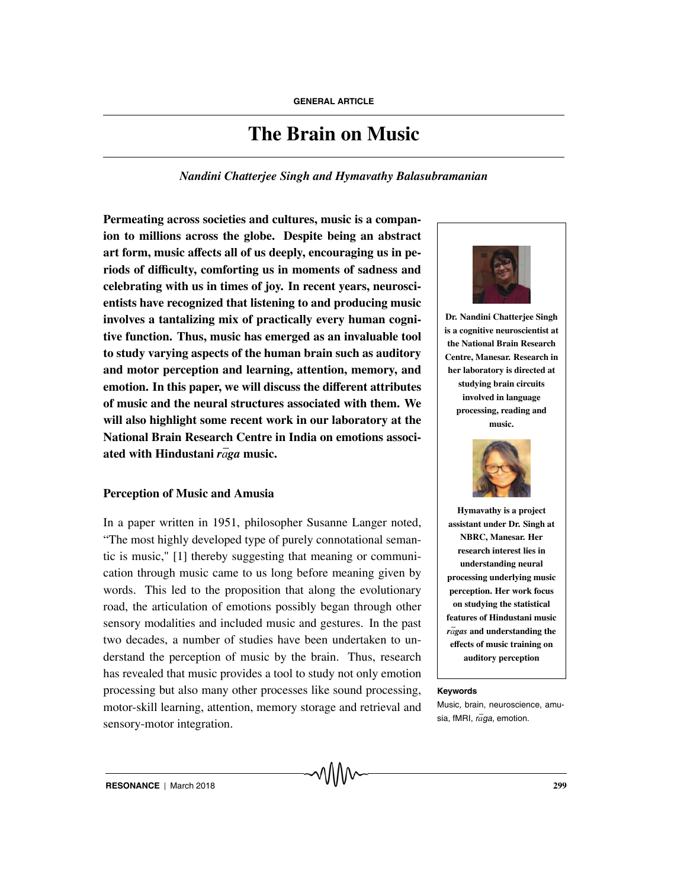# The Brain on Music

*Nandini Chatterjee Singh and Hymavathy Balasubramanian*

**Permeating across societies and cultures, music is a companion to millions across the globe. Despite being an abstract art form, music affects all of us deeply, encouraging us in periods of difficulty, comforting us in moments of sadness and celebrating with us in times of joy. In recent years, neuroscientists have recognized that listening to and producing music involves a tantalizing mix of practically every human cognitive function. Thus, music has emerged as an invaluable tool to study varying aspects of the human brain such as auditory and motor perception and learning, attention, memory, and emotion. In this paper, we will discuss the different attributes of music and the neural structures associated with them. We will also highlight some recent work in our laboratory at the National Brain Research Centre in India on emotions associated with Hindustani *rāga* music.**

**Dr. Nandini Chatterjee Singh is a cognitive neuroscientist at the National Brain Research Centre, Manesar. Research in her laboratory is directed at studying brain circuits involved in language processing, reading and music.**

**Hymavathy is a project assistant under Dr. Singh at NBRC, Manesar. Her research interest lies in understanding neural processing underlying music perception. Her work focus on studying the statistical features of Hindustani music *rāgas* and understanding the effects of music training on auditory perception**

**Keywords**

Music, brain, neuroscience, amusia, fMRI, *rāga*, emotion.

## Perception of Music and Amusia

In a paper written in 1951, philosopher Susanne Langer noted, "The most highly developed type of purely connotational semantic is music," [1] thereby suggesting that meaning or communication through music came to us long before meaning given by words. This led to the proposition that along the evolutionary road, the articulation of emotions possibly began through other sensory modalities and included music and gestures. In the past two decades, a number of studies have been undertaken to understand the perception of music by the brain. Thus, research has revealed that music provides a tool to study not only emotion processing but also many other processes like sound processing, motor-skill learning, attention, memory storage and retrieval and sensory-motor integration.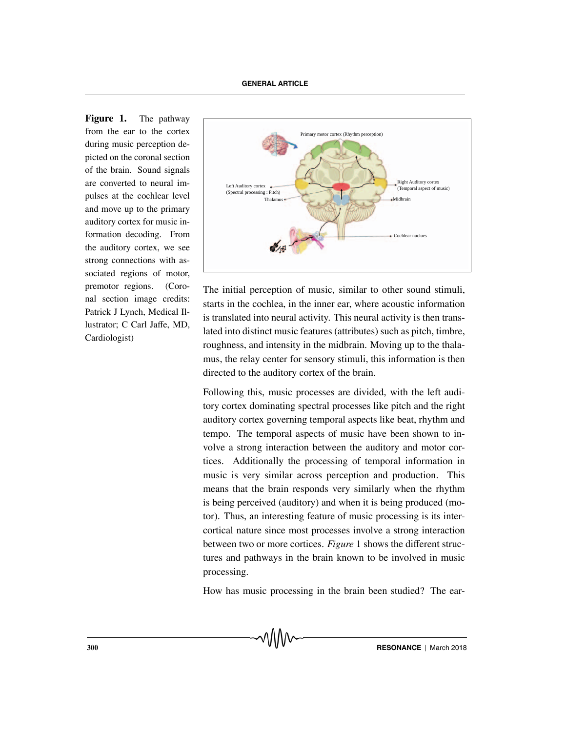**Figure 1.** The pathway from the ear to the cortex during music perception depicted on the coronal section of the brain. Sound signals are converted to neural impulses at the cochlear level and move up to the primary auditory cortex for music information decoding. From the auditory cortex, we see strong connections with associated regions of motor, premotor regions. (Coronal section image credits: Patrick J Lynch, Medical Illustrator; C Carl Jaffe, MD, Cardiologist)

The initial perception of music, similar to other sound stimuli, starts in the cochlea, in the inner ear, where acoustic information is translated into neural activity. This neural activity is then translated into distinct music features (attributes) such as pitch, timbre, roughness, and intensity in the midbrain. Moving up to the thalamus, the relay center for sensory stimuli, this information is then directed to the auditory cortex of the brain.

Following this, music processes are divided, with the left auditory cortex dominating spectral processes like pitch and the right auditory cortex governing temporal aspects like beat, rhythm and tempo. The temporal aspects of music have been shown to involve a strong interaction between the auditory and motor cortices. Additionally the processing of temporal information in music is very similar across perception and production. This means that the brain responds very similarly when the rhythm is being perceived (auditory) and when it is being produced (motor). Thus, an interesting feature of music processing is its intercortical nature since most processes involve a strong interaction between two or more cortices. *Figure* 1 shows the different structures and pathways in the brain known to be involved in music processing.

How has music processing in the brain been studied? The ear-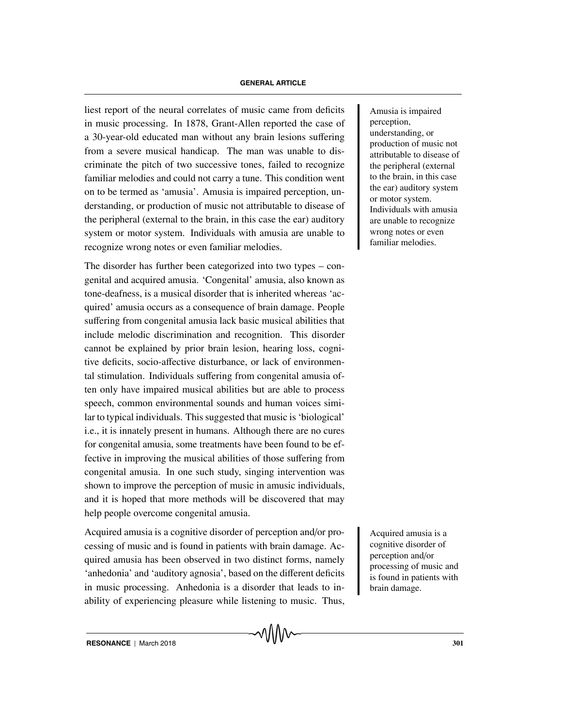liest report of the neural correlates of music came from deficits in music processing. In 1878, Grant-Allen reported the case of a 30-year-old educated man without any brain lesions suffering from a severe musical handicap. The man was unable to discriminate the pitch of two successive tones, failed to recognize familiar melodies and could not carry a tune. This condition went on to be termed as 'amusia'. Amusia is impaired perception, understanding, or production of music not attributable to disease of the peripheral (external to the brain, in this case the ear) auditory system or motor system. Individuals with amusia are unable to recognize wrong notes or even familiar melodies.

> Amusia is impaired perception, understanding, or production of music not attributable to disease of the peripheral (external to the brain, in this case the ear) auditory system or motor system. Individuals with amusia are unable to recognize wrong notes or even familiar melodies.

The disorder has further been categorized into two types – congenital and acquired amusia. 'Congenital' amusia, also known as tone-deafness, is a musical disorder that is inherited whereas 'acquired' amusia occurs as a consequence of brain damage. People suffering from congenital amusia lack basic musical abilities that include melodic discrimination and recognition. This disorder cannot be explained by prior brain lesion, hearing loss, cognitive deficits, socio-affective disturbance, or lack of environmental stimulation. Individuals suffering from congenital amusia often only have impaired musical abilities but are able to process speech, common environmental sounds and human voices similar to typical individuals. This suggested that music is 'biological' i.e., it is innately present in humans. Although there are no cures for congenital amusia, some treatments have been found to be effective in improving the musical abilities of those suffering from congenital amusia. In one such study, singing intervention was shown to improve the perception of music in amusic individuals, and it is hoped that more methods will be discovered that may help people overcome congenital amusia.

Acquired amusia is a cognitive disorder of perception and/or processing of music and is found in patients with brain damage. Acquired amusia has been observed in two distinct forms, namely 'anhedonia' and 'auditory agnosia', based on the different deficits in music processing. Anhedonia is a disorder that leads to inability of experiencing pleasure while listening to music. Thus,

> Acquired amusia is a cognitive disorder of perception and/or processing of music and is found in patients with brain damage.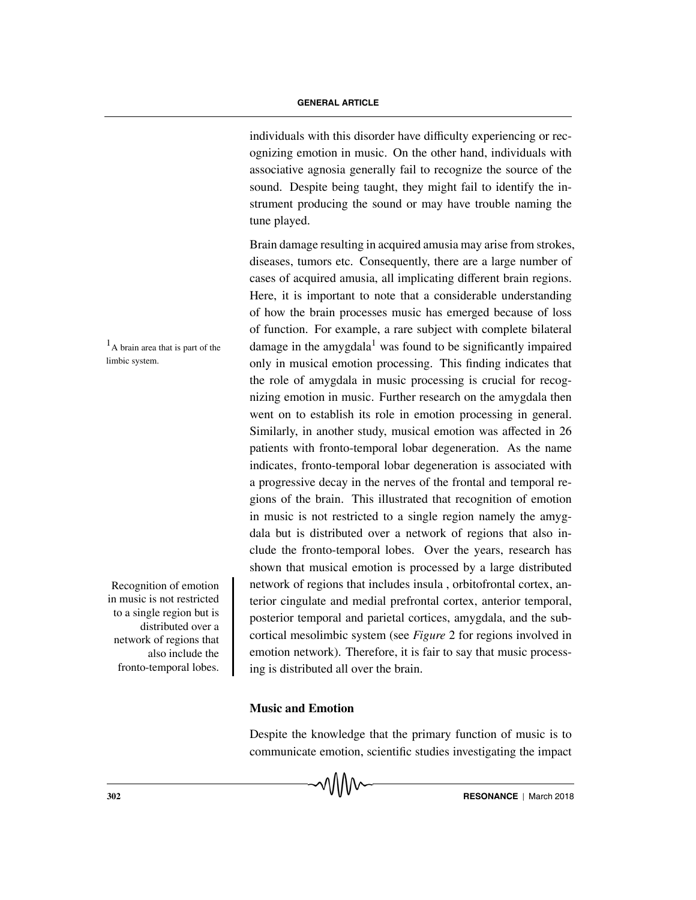individuals with this disorder have difficulty experiencing or recognizing emotion in music. On the other hand, individuals with associative agnosia generally fail to recognize the source of the sound. Despite being taught, they might fail to identify the instrument producing the sound or may have trouble naming the tune played.

Brain damage resulting in acquired amusia may arise from strokes, diseases, tumors etc. Consequently, there are a large number of cases of acquired amusia, all implicating different brain regions. Here, it is important to note that a considerable understanding of how the brain processes music has emerged because of loss of function. For example, a rare subject with complete bilateral damage in the amygdala[1] was found to be significantly impaired only in musical emotion processing. This finding indicates that the role of amygdala in music processing is crucial for recognizing emotion in music. Further research on the amygdala then went on to establish its role in emotion processing in general. Similarly, in another study, musical emotion was affected in 26 patients with fronto-temporal lobar degeneration. As the name indicates, fronto-temporal lobar degeneration is associated with a progressive decay in the nerves of the frontal and temporal regions of the brain. This illustrated that recognition of emotion in music is not restricted to a single region namely the amygdala but is distributed over a network of regions that also include the fronto-temporal lobes. Over the years, research has shown that musical emotion is processed by a large distributed network of regions that includes insula , orbitofrontal cortex, anterior cingulate and medial prefrontal cortex, anterior temporal, posterior temporal and parietal cortices, amygdala, and the subcortical mesolimbic system (see *Figure* 2 for regions involved in emotion network). Therefore, it is fair to say that music processing is distributed all over the brain.

[1] A brain area that is part of the limbic system.

Recognition of emotion in music is not restricted to a single region but is distributed over a network of regions that also include the fronto-temporal lobes.

### Music and Emotion

Despite the knowledge that the primary function of music is to communicate emotion, scientific studies investigating the impact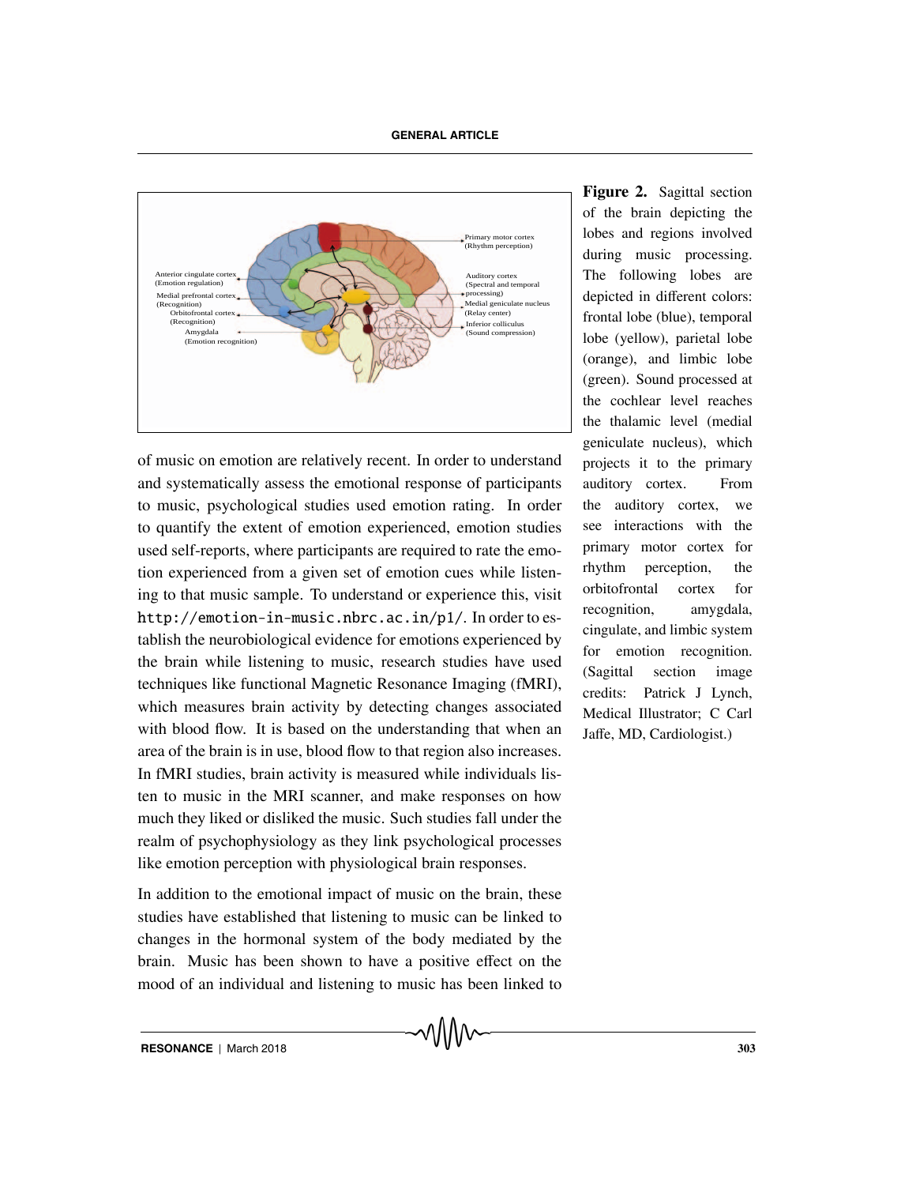Primary motor cortex
(Rhythm perception)

Anterior cingulate cortex
(Emotion regulation)

Medial prefrontal cortex
(Recognition)

Orbitofrontal cortex
(Recognition)

Amygdala
(Emotion recognition)

Auditory cortex
(Spectral and temporal processing)

Medial geniculate nucleus
(Relay center)

Inferior colliculus
(Sound compression)

**Figure 2.** Sagittal section of the brain depicting the lobes and regions involved during music processing. The following lobes are depicted in different colors: frontal lobe (blue), temporal lobe (yellow), parietal lobe (orange), and limbic lobe (green). Sound processed at the cochlear level reaches the thalamic level (medial geniculate nucleus), which projects it to the primary auditory cortex. From the auditory cortex, we see interactions with the primary motor cortex for rhythm perception, the orbitofrontal cortex for recognition, amygdala, cingulate, and limbic system for emotion recognition. (Sagittal section image credits: Patrick J Lynch, Medical Illustrator; C Carl Jaffe, MD, Cardiologist.)

of music on emotion are relatively recent. In order to understand and systematically assess the emotional response of participants to music, psychological studies used emotion rating. In order to quantify the extent of emotion experienced, emotion studies used self-reports, where participants are required to rate the emotion experienced from a given set of emotion cues while listening to that music sample. To understand or experience this, visit http://emotion-in-music.nbrc.ac.in/p1/. In order to establish the neurobiological evidence for emotions experienced by the brain while listening to music, research studies have used techniques like functional Magnetic Resonance Imaging (fMRI), which measures brain activity by detecting changes associated with blood flow. It is based on the understanding that when an area of the brain is in use, blood flow to that region also increases. In fMRI studies, brain activity is measured while individuals listen to music in the MRI scanner, and make responses on how much they liked or disliked the music. Such studies fall under the realm of psychophysiology as they link psychological processes like emotion perception with physiological brain responses.

In addition to the emotional impact of music on the brain, these studies have established that listening to music can be linked to changes in the hormonal system of the body mediated by the brain. Music has been shown to have a positive effect on the mood of an individual and listening to music has been linked to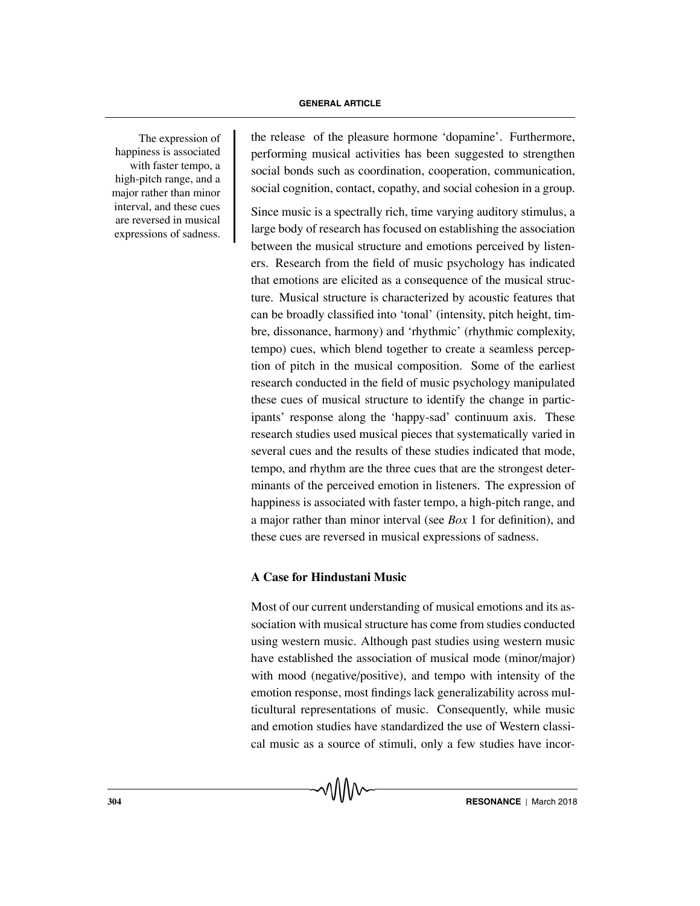The expression of happiness is associated with faster tempo, a high-pitch range, and a major rather than minor interval, and these cues are reversed in musical expressions of sadness.

the release of the pleasure hormone 'dopamine'. Furthermore, performing musical activities has been suggested to strengthen social bonds such as coordination, cooperation, communication, social cognition, contact, copathy, and social cohesion in a group.

Since music is a spectrally rich, time varying auditory stimulus, a large body of research has focused on establishing the association between the musical structure and emotions perceived by listeners. Research from the field of music psychology has indicated that emotions are elicited as a consequence of the musical structure. Musical structure is characterized by acoustic features that can be broadly classified into 'tonal' (intensity, pitch height, timbre, dissonance, harmony) and 'rhythmic' (rhythmic complexity, tempo) cues, which blend together to create a seamless perception of pitch in the musical composition. Some of the earliest research conducted in the field of music psychology manipulated these cues of musical structure to identify the change in participants' response along the 'happy-sad' continuum axis. These research studies used musical pieces that systematically varied in several cues and the results of these studies indicated that mode, tempo, and rhythm are the three cues that are the strongest determinants of the perceived emotion in listeners. The expression of happiness is associated with faster tempo, a high-pitch range, and a major rather than minor interval (see *Box* 1 for definition), and these cues are reversed in musical expressions of sadness.

## A Case for Hindustani Music

Most of our current understanding of musical emotions and its association with musical structure has come from studies conducted using western music. Although past studies using western music have established the association of musical mode (minor/major) with mood (negative/positive), and tempo with intensity of the emotion response, most findings lack generalizability across multicultural representations of music. Consequently, while music and emotion studies have standardized the use of Western classical music as a source of stimuli, only a few studies have incor-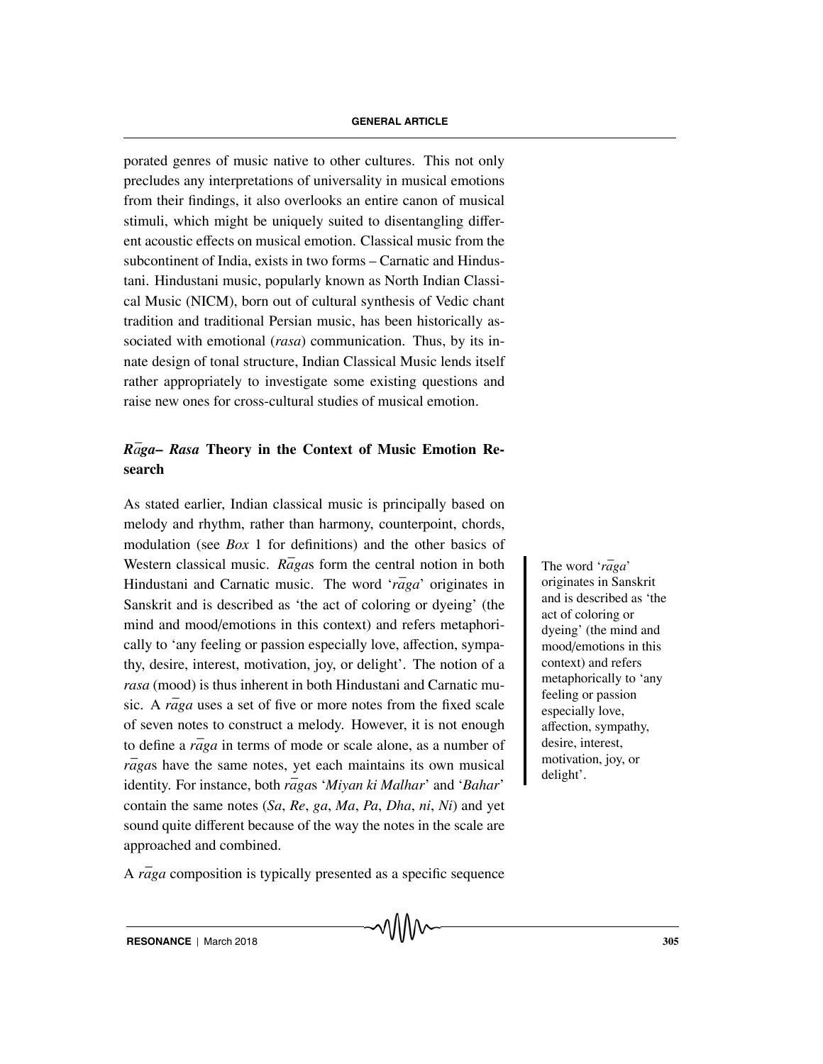porated genres of music native to other cultures. This not only precludes any interpretations of universality in musical emotions from their findings, it also overlooks an entire canon of musical stimuli, which might be uniquely suited to disentangling different acoustic effects on musical emotion. Classical music from the subcontinent of India, exists in two forms – Carnatic and Hindustani. Hindustani music, popularly known as North Indian Classical Music (NICM), born out of cultural synthesis of Vedic chant tradition and traditional Persian music, has been historically associated with emotional (*rasa*) communication. Thus, by its innate design of tonal structure, Indian Classical Music lends itself rather appropriately to investigate some existing questions and raise new ones for cross-cultural studies of musical emotion.

## *Rāga*– *Rasa* Theory in the Context of Music Emotion Research

As stated earlier, Indian classical music is principally based on melody and rhythm, rather than harmony, counterpoint, chords, modulation (see *Box* 1 for definitions) and the other basics of Western classical music. *Rāga*s form the central notion in both Hindustani and Carnatic music. The word '*rāga*' originates in Sanskrit and is described as 'the act of coloring or dyeing' (the mind and mood/emotions in this context) and refers metaphorically to 'any feeling or passion especially love, affection, sympathy, desire, interest, motivation, joy, or delight'. The notion of a *rasa* (mood) is thus inherent in both Hindustani and Carnatic music. A *rāga* uses a set of five or more notes from the fixed scale of seven notes to construct a melody. However, it is not enough to define a *rāga* in terms of mode or scale alone, as a number of *rāga*s have the same notes, yet each maintains its own musical identity. For instance, both *rāga*s '*Miyan ki Malhar*' and '*Bahar*' contain the same notes (*Sa*, *Re*, *ga*, *Ma*, *Pa*, *Dha*, *ni*, *Ni*) and yet sound quite different because of the way the notes in the scale are approached and combined.

> The word '*rāga*' originates in Sanskrit and is described as 'the act of coloring or dyeing' (the mind and mood/emotions in this context) and refers metaphorically to 'any feeling or passion especially love, affection, sympathy, desire, interest, motivation, joy, or delight'.

A *rāga* composition is typically presented as a specific sequence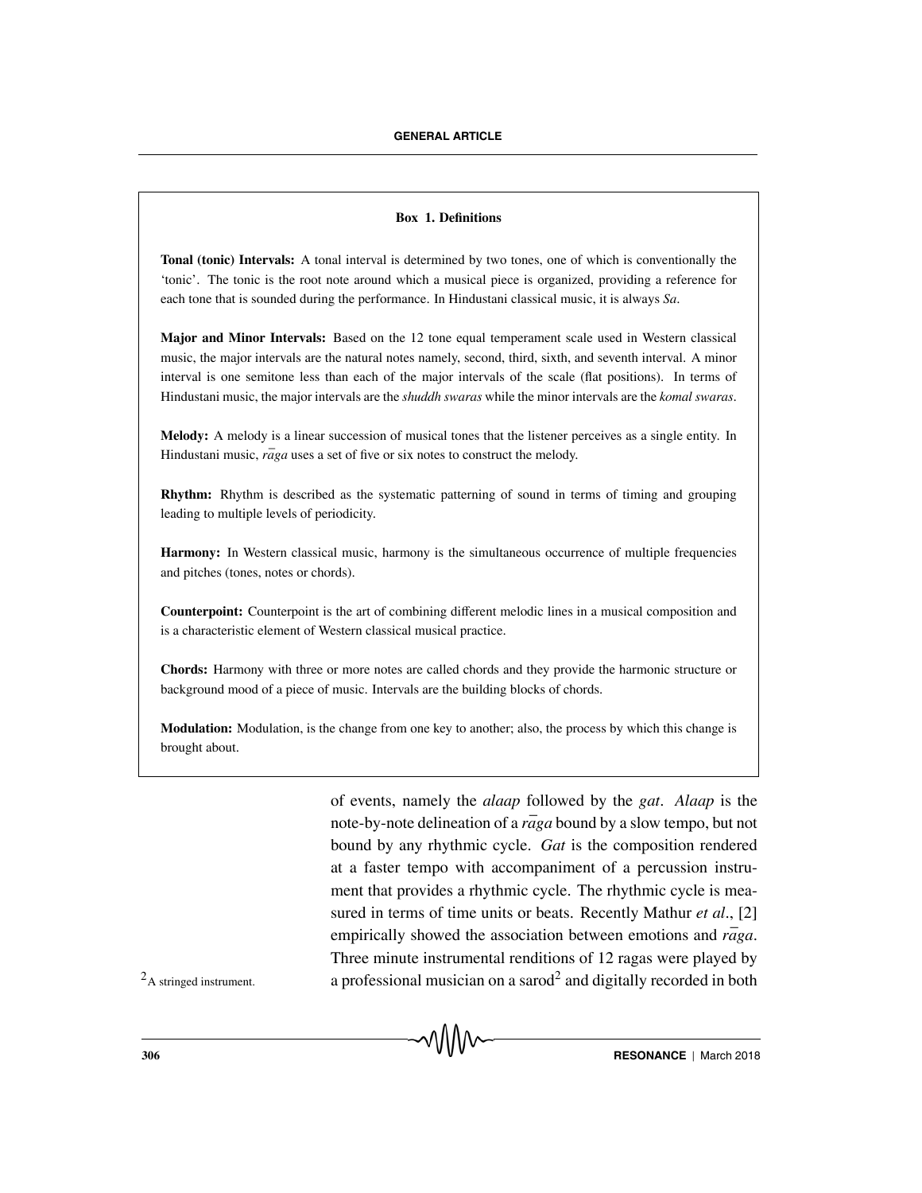**Box 1. Definitions**

**Tonal (tonic) Intervals:** A tonal interval is determined by two tones, one of which is conventionally the 'tonic'. The tonic is the root note around which a musical piece is organized, providing a reference for each tone that is sounded during the performance. In Hindustani classical music, it is always *Sa*.

**Major and Minor Intervals:** Based on the 12 tone equal temperament scale used in Western classical music, the major intervals are the natural notes namely, second, third, sixth, and seventh interval. A minor interval is one semitone less than each of the major intervals of the scale (flat positions). In terms of Hindustani music, the major intervals are the *shuddh swaras* while the minor intervals are the *komal swaras*.

**Melody:** A melody is a linear succession of musical tones that the listener perceives as a single entity. In Hindustani music, *rāga* uses a set of five or six notes to construct the melody.

**Rhythm:** Rhythm is described as the systematic patterning of sound in terms of timing and grouping leading to multiple levels of periodicity.

**Harmony:** In Western classical music, harmony is the simultaneous occurrence of multiple frequencies and pitches (tones, notes or chords).

**Counterpoint:** Counterpoint is the art of combining different melodic lines in a musical composition and is a characteristic element of Western classical musical practice.

**Chords:** Harmony with three or more notes are called chords and they provide the harmonic structure or background mood of a piece of music. Intervals are the building blocks of chords.

**Modulation:** Modulation, is the change from one key to another; also, the process by which this change is brought about.

of events, namely the *alaap* followed by the *gat*. *Alaap* is the note-by-note delineation of a *rāga* bound by a slow tempo, but not bound by any rhythmic cycle. *Gat* is the composition rendered at a faster tempo with accompaniment of a percussion instrument that provides a rhythmic cycle. The rhythmic cycle is measured in terms of time units or beats. Recently Mathur *et al*., [2] empirically showed the association between emotions and *rāga*. Three minute instrumental renditions of 12 ragas were played by a professional musician on a sarod[2] and digitally recorded in both

[2] A stringed instrument.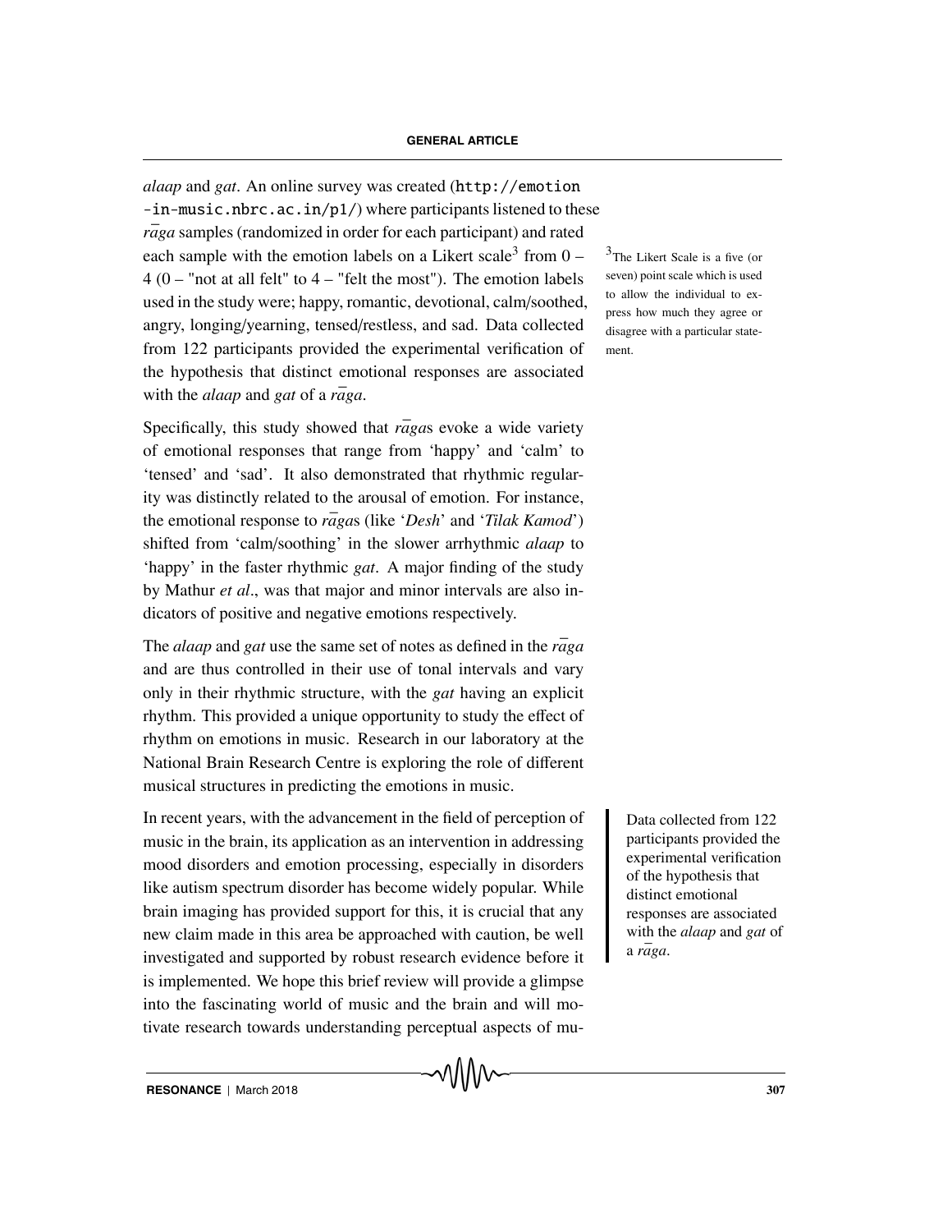*alaap* and *gat*. An online survey was created (http://emotion-in-music.nbrc.ac.in/p1/) where participants listened to these *rāga* samples (randomized in order for each participant) and rated each sample with the emotion labels on a Likert scale[3] from 0 – 4 (0 – "not at all felt" to 4 – "felt the most"). The emotion labels used in the study were; happy, romantic, devotional, calm/soothed, angry, longing/yearning, tensed/restless, and sad. Data collected from 122 participants provided the experimental verification of the hypothesis that distinct emotional responses are associated with the *alaap* and *gat* of a *rāga*.

[3]The Likert Scale is a five (or seven) point scale which is used to allow the individual to express how much they agree or disagree with a particular statement.

Specifically, this study showed that *rāga*s evoke a wide variety of emotional responses that range from 'happy' and 'calm' to 'tensed' and 'sad'. It also demonstrated that rhythmic regularity was distinctly related to the arousal of emotion. For instance, the emotional response to *rāga*s (like '*Desh*' and '*Tilak Kamod*') shifted from 'calm/soothing' in the slower arrhythmic *alaap* to 'happy' in the faster rhythmic *gat*. A major finding of the study by Mathur *et al*., was that major and minor intervals are also indicators of positive and negative emotions respectively.

The *alaap* and *gat* use the same set of notes as defined in the *rāga* and are thus controlled in their use of tonal intervals and vary only in their rhythmic structure, with the *gat* having an explicit rhythm. This provided a unique opportunity to study the effect of rhythm on emotions in music. Research in our laboratory at the National Brain Research Centre is exploring the role of different musical structures in predicting the emotions in music.

In recent years, with the advancement in the field of perception of music in the brain, its application as an intervention in addressing mood disorders and emotion processing, especially in disorders like autism spectrum disorder has become widely popular. While brain imaging has provided support for this, it is crucial that any new claim made in this area be approached with caution, be well investigated and supported by robust research evidence before it is implemented. We hope this brief review will provide a glimpse into the fascinating world of music and the brain and will motivate research towards understanding perceptual aspects of mu-

> Data collected from 122 participants provided the experimental verification of the hypothesis that distinct emotional responses are associated with the *alaap* and *gat* of a *rāga*.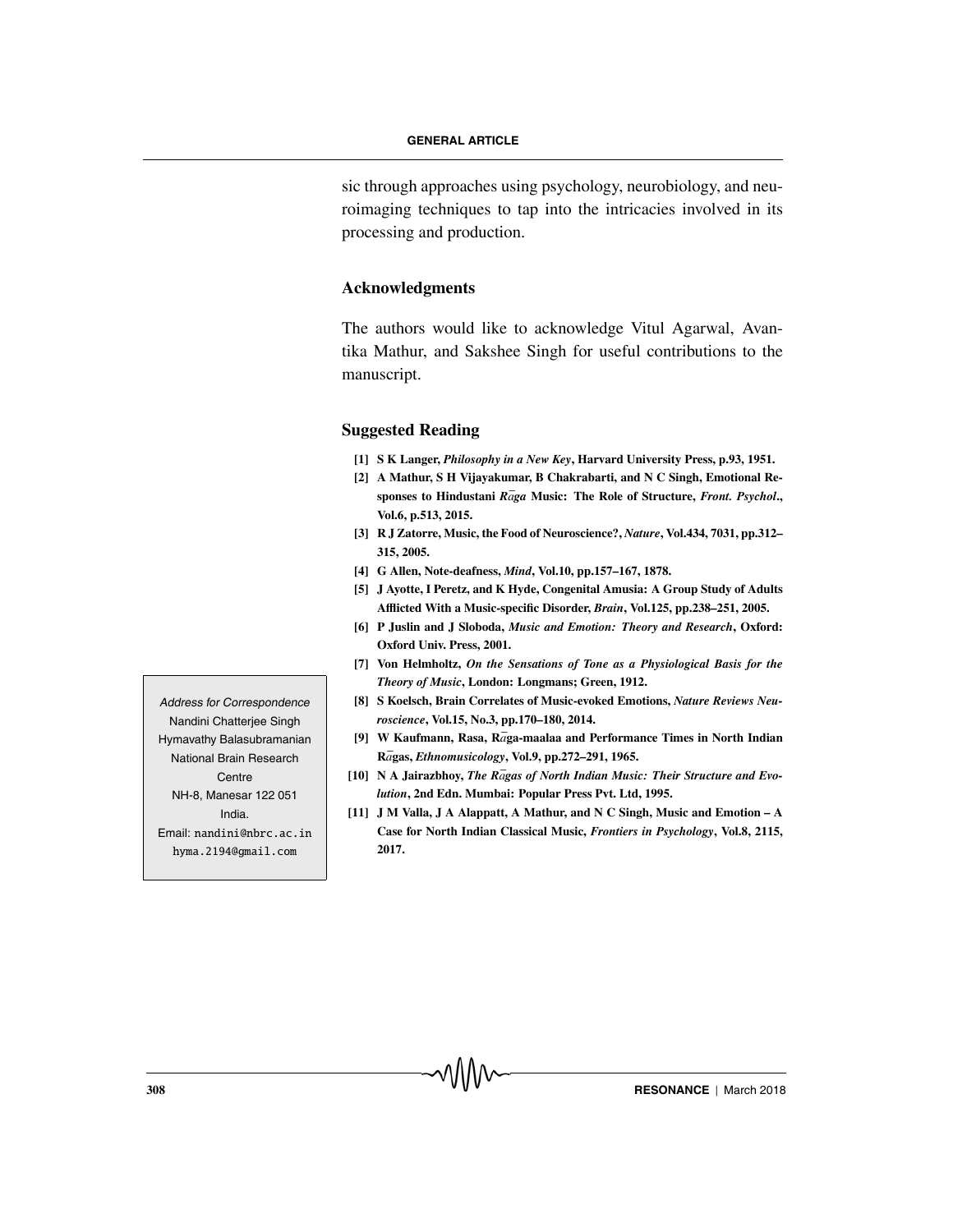sic through approaches using psychology, neurobiology, and neuroimaging techniques to tap into the intricacies involved in its processing and production.

## Acknowledgments

The authors would like to acknowledge Vitul Agarwal, Avantika Mathur, and Sakshee Singh for useful contributions to the manuscript.

## Suggested Reading

[1] S K Langer, *Philosophy in a New Key*, Harvard University Press, p.93, 1951.

[2] A Mathur, S H Vijayakumar, B Chakrabarti, and N C Singh, Emotional Responses to Hindustani *Rāga* Music: The Role of Structure, *Front. Psychol.*, Vol.6, p.513, 2015.

[3] R J Zatorre, Music, the Food of Neuroscience?, *Nature*, Vol.434, 7031, pp.312–315, 2005.

[4] G Allen, Note-deafness, *Mind*, Vol.10, pp.157–167, 1878.

[5] J Ayotte, I Peretz, and K Hyde, Congenital Amusia: A Group Study of Adults Afflicted With a Music-specific Disorder, *Brain*, Vol.125, pp.238–251, 2005.

[6] P Juslin and J Sloboda, *Music and Emotion: Theory and Research*, Oxford: Oxford Univ. Press, 2001.

[7] Von Helmholtz, *On the Sensations of Tone as a Physiological Basis for the Theory of Music*, London: Longmans; Green, 1912.

[8] S Koelsch, Brain Correlates of Music-evoked Emotions, *Nature Reviews Neuroscience*, Vol.15, No.3, pp.170–180, 2014.

[9] W Kaufmann, Rasa, Rāga-maalaa and Performance Times in North Indian Rāgas, *Ethnomusicology*, Vol.9, pp.272–291, 1965.

[10] N A Jairazbhoy, *The Rāgas of North Indian Music: Their Structure and Evolution*, 2nd Edn. Mumbai: Popular Press Pvt. Ltd, 1995.

[11] J M Valla, J A Alappatt, A Mathur, and N C Singh, Music and Emotion – A Case for North Indian Classical Music, *Frontiers in Psychology*, Vol.8, 2115, 2017.

*Address for Correspondence*
Nandini Chatterjee Singh
Hymavathy Balasubramanian
National Brain Research Centre
NH-8, Manesar 122 051
India.
Email: nandini@nbrc.ac.in
hyma.2194@gmail.com